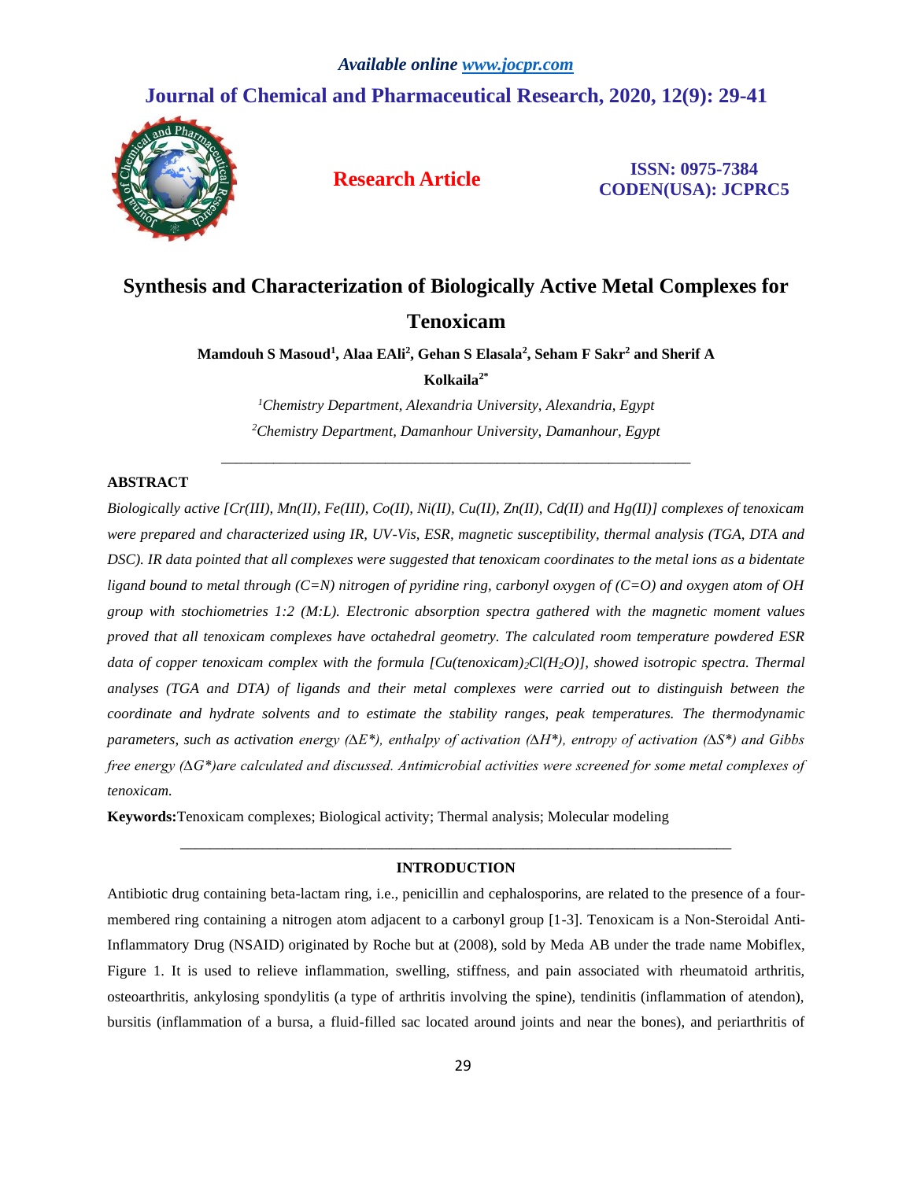# Synthesis and Characterization of Biologically Active Metal Complexes for Tenoxicam

**Mamdouh S Masoud[1], Alaa EAli[2], Gehan S Elasala[2], Seham F Sakr[2] and Sherif A Kolkaila[2*]**

[1]*Chemistry Department, Alexandria University, Alexandria, Egypt*

[2]*Chemistry Department, Damanhour University, Damanhour, Egypt*

## ABSTRACT

*Biologically active [Cr(III), Mn(II), Fe(III), Co(II), Ni(II), Cu(II), Zn(II), Cd(II) and Hg(II)] complexes of tenoxicam were prepared and characterized using IR, UV-Vis, ESR, magnetic susceptibility, thermal analysis (TGA, DTA and DSC). IR data pointed that all complexes were suggested that tenoxicam coordinates to the metal ions as a bidentate ligand bound to metal through (C=N) nitrogen of pyridine ring, carbonyl oxygen of (C=O) and oxygen atom of OH group with stochiometries 1:2 (M:L). Electronic absorption spectra gathered with the magnetic moment values proved that all tenoxicam complexes have octahedral geometry. The calculated room temperature powdered ESR data of copper tenoxicam complex with the formula [Cu(tenoxicam)$_2$Cl($H_2O$)], showed isotropic spectra. Thermal analyses (TGA and DTA) of ligands and their metal complexes were carried out to distinguish between the coordinate and hydrate solvents and to estimate the stability ranges, peak temperatures. The thermodynamic parameters, such as activation energy ($\Delta E^*$), enthalpy of activation ($\Delta H^*$), entropy of activation ($\Delta S^*$) and Gibbs free energy ($\Delta G^*$)are calculated and discussed. Antimicrobial activities were screened for some metal complexes of tenoxicam.*

**Keywords:** Tenoxicam complexes; Biological activity; Thermal analysis; Molecular modeling

## INTRODUCTION

Antibiotic drug containing beta-lactam ring, i.e., penicillin and cephalosporins, are related to the presence of a four-membered ring containing a nitrogen atom adjacent to a carbonyl group [1-3]. Tenoxicam is a Non-Steroidal Anti-Inflammatory Drug (NSAID) originated by Roche but at (2008), sold by Meda AB under the trade name Mobiflex, Figure 1. It is used to relieve inflammation, swelling, stiffness, and pain associated with rheumatoid arthritis, osteoarthritis, ankylosing spondylitis (a type of arthritis involving the spine), tendinitis (inflammation of atendon), bursitis (inflammation of a bursa, a fluid-filled sac located around joints and near the bones), and periarthritis of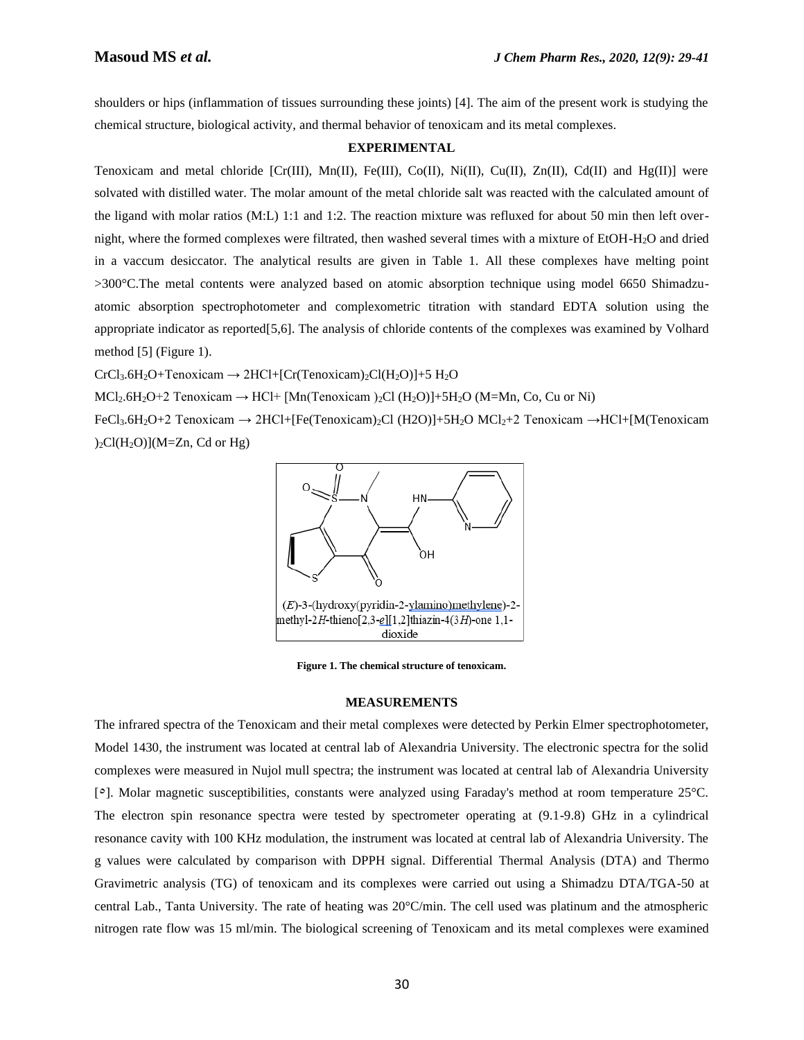shoulders or hips (inflammation of tissues surrounding these joints) [4]. The aim of the present work is studying the chemical structure, biological activity, and thermal behavior of tenoxicam and its metal complexes.

## EXPERIMENTAL

Tenoxicam and metal chloride [Cr(III), Mn(II), Fe(III), Co(II), Ni(II), Cu(II), Zn(II), Cd(II) and Hg(II)] were solvated with distilled water. The molar amount of the metal chloride salt was reacted with the calculated amount of the ligand with molar ratios (M:L) 1:1 and 1:2. The reaction mixture was refluxed for about 50 min then left over-night, where the formed complexes were filtrated, then washed several times with a mixture of EtOH-$H_2O$ and dried in a vaccum desiccator. The analytical results are given in Table 1. All these complexes have melting point >300°C.The metal contents were analyzed based on atomic absorption technique using model 6650 Shimadzu-atomic absorption spectrophotometer and complexometric titration with standard EDTA solution using the appropriate indicator as reported[5,6]. The analysis of chloride contents of the complexes was examined by Volhard method [5] (Figure 1).

$CrCl_3.6H_2O$+Tenoxicam → 2HCl+[Cr(Tenoxicam)$_2$Cl($H_2O$)]+5 $H_2O$

$MCl_2.6H_2O$+2 Tenoxicam → HCl+ [Mn(Tenoxicam )$_2$Cl ($H_2O$)]+5$H_2O$ (M=Mn, Co, Cu or Ni)

$FeCl_3.6H_2O$+2 Tenoxicam → 2HCl+[Fe(Tenoxicam)$_2$Cl (H2O)]+5$H_2O$ $MCl_2$+2 Tenoxicam →HCl+[M(Tenoxicam )$_2$Cl($H_2O$)](M=Zn, Cd or Hg)

(*E*)-3-(hydroxy(pyridin-2-ylamino)methylene)-2-methyl-2*H*-thieno[2,3-*e*][1,2]thiazin-4(3*H*)-one 1,1-dioxide

**Figure 1. The chemical structure of tenoxicam.**

## MEASUREMENTS

The infrared spectra of the Tenoxicam and their metal complexes were detected by Perkin Elmer spectrophotometer, Model 1430, the instrument was located at central lab of Alexandria University. The electronic spectra for the solid complexes were measured in Nujol mull spectra; the instrument was located at central lab of Alexandria University [٥]. Molar magnetic susceptibilities, constants were analyzed using Faraday's method at room temperature 25°C. The electron spin resonance spectra were tested by spectrometer operating at (9.1-9.8) GHz in a cylindrical resonance cavity with 100 KHz modulation, the instrument was located at central lab of Alexandria University. The g values were calculated by comparison with DPPH signal. Differential Thermal Analysis (DTA) and Thermo Gravimetric analysis (TG) of tenoxicam and its complexes were carried out using a Shimadzu DTA/TGA-50 at central Lab., Tanta University. The rate of heating was 20°C/min. The cell used was platinum and the atmospheric nitrogen rate flow was 15 ml/min. The biological screening of Tenoxicam and its metal complexes were examined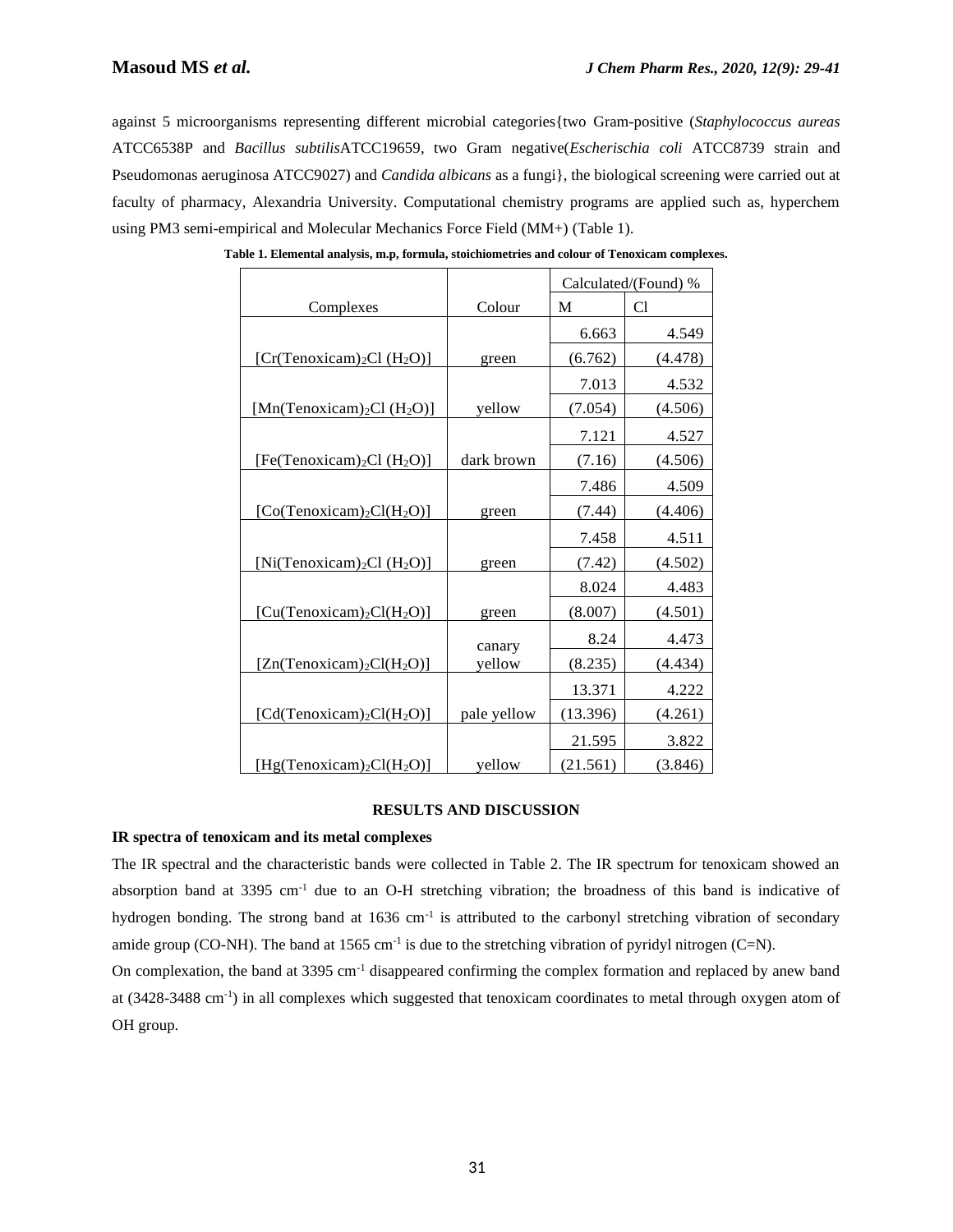against 5 microorganisms representing different microbial categories{two Gram-positive (*Staphylococcus aureas* ATCC6538P and *Bacillus subtilis*ATCC19659, two Gram negative(*Escherischia coli* ATCC8739 strain and Pseudomonas aeruginosa ATCC9027) and *Candida albicans* as a fungi}, the biological screening were carried out at faculty of pharmacy, Alexandria University. Computational chemistry programs are applied such as, hyperchem using PM3 semi-empirical and Molecular Mechanics Force Field (MM+) (Table 1).

**Table 1. Elemental analysis, m.p, formula, stoichiometries and colour of Tenoxicam complexes.**

| Complexes | Colour | Calculated/(Found) % | |
|---|---|---|---|
| | | M | Cl |
| $[Cr(Tenoxicam)_2Cl(H_2O)]$ | green | 6.663 (6.762) | 4.549 (4.478) |
| $[Mn(Tenoxicam)_2Cl(H_2O)]$ | yellow | 7.013 (7.054) | 4.532 (4.506) |
| $[Fe(Tenoxicam)_2Cl(H_2O)]$ | dark brown | 7.121 (7.16) | 4.527 (4.506) |
| $[Co(Tenoxicam)_2Cl(H_2O)]$ | green | 7.486 (7.44) | 4.509 (4.406) |
| $[Ni(Tenoxicam)_2Cl(H_2O)]$ | green | 7.458 (7.42) | 4.511 (4.502) |
| $[Cu(Tenoxicam)_2Cl(H_2O)]$ | green | 8.024 (8.007) | 4.483 (4.501) |
| $[Zn(Tenoxicam)_2Cl(H_2O)]$ | canary yellow | 8.24 (8.235) | 4.473 (4.434) |
| $[Cd(Tenoxicam)_2Cl(H_2O)]$ | pale yellow | 13.371 (13.396) | 4.222 (4.261) |
| $[Hg(Tenoxicam)_2Cl(H_2O)]$ | yellow | 21.595 (21.561) | 3.822 (3.846) |

## RESULTS AND DISCUSSION

### IR spectra of tenoxicam and its metal complexes

The IR spectral and the characteristic bands were collected in Table 2. The IR spectrum for tenoxicam showed an absorption band at 3395 $cm^{-1}$ due to an O-H stretching vibration; the broadness of this band is indicative of hydrogen bonding. The strong band at 1636 $cm^{-1}$ is attributed to the carbonyl stretching vibration of secondary amide group (CO-NH). The band at 1565 $cm^{-1}$ is due to the stretching vibration of pyridyl nitrogen (C=N).

On complexation, the band at 3395 $cm^{-1}$ disappeared confirming the complex formation and replaced by anew band at (3428-3488 $cm^{-1}$) in all complexes which suggested that tenoxicam coordinates to metal through oxygen atom of OH group.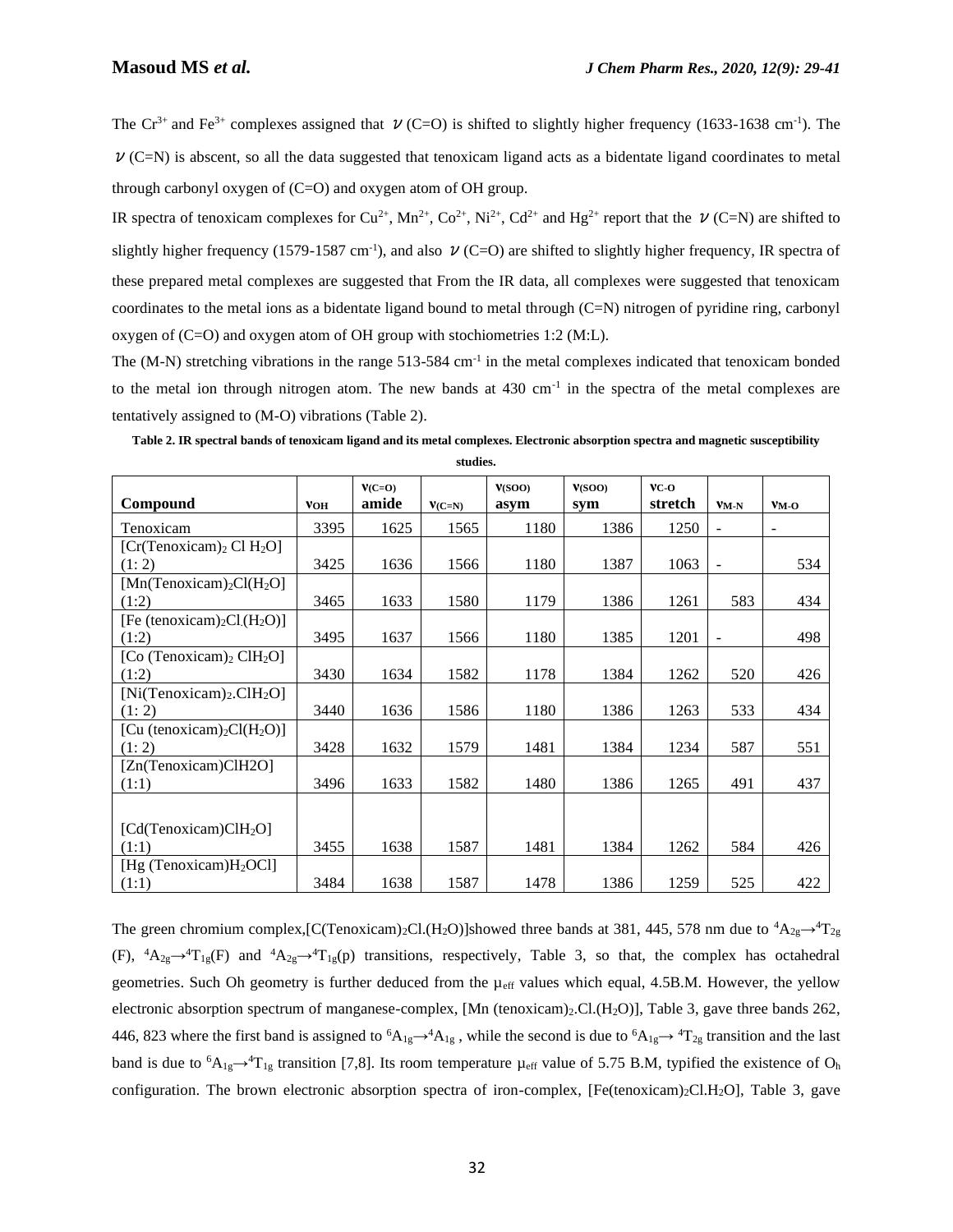The $Cr^{3+}$ and $Fe^{3+}$ complexes assigned that $\nu$ (C=O) is shifted to slightly higher frequency (1633-1638 $cm^{-1}$). The $\nu$ (C=N) is abscent, so all the data suggested that tenoxicam ligand acts as a bidentate ligand coordinates to metal through carbonyl oxygen of (C=O) and oxygen atom of OH group.

IR spectra of tenoxicam complexes for $Cu^{2+}$, $Mn^{2+}$, $Co^{2+}$, $Ni^{2+}$, $Cd^{2+}$ and $Hg^{2+}$ report that the $\nu$ (C=N) are shifted to slightly higher frequency (1579-1587 $cm^{-1}$), and also $\nu$ (C=O) are shifted to slightly higher frequency, IR spectra of these prepared metal complexes are suggested that From the IR data, all complexes were suggested that tenoxicam coordinates to the metal ions as a bidentate ligand bound to metal through (C=N) nitrogen of pyridine ring, carbonyl oxygen of (C=O) and oxygen atom of OH group with stochiometries 1:2 (M:L).

The (M-N) stretching vibrations in the range 513-584 $cm^{-1}$ in the metal complexes indicated that tenoxicam bonded to the metal ion through nitrogen atom. The new bands at 430 $cm^{-1}$ in the spectra of the metal complexes are tentatively assigned to (M-O) vibrations (Table 2).

**Table 2. IR spectral bands of tenoxicam ligand and its metal complexes. Electronic absorption spectra and magnetic susceptibility studies.**

| Compound | $\nu_{OH}$ | $\nu_{(C=O)}$ amide | $\nu_{(C=N)}$ | $\nu_{(SOO)}$ asym | $\nu_{(SOO)}$ sym | $\nu_{C-O}$ stretch | $\nu_{M-N}$ | $\nu_{M-O}$ |
|---|---|---|---|---|---|---|---|---|
| Tenoxicam | 3395 | 1625 | 1565 | 1180 | 1386 | 1250 | - | - |
| [Cr(Tenoxicam)$_2$ Cl $H_2O$] (1: 2) | 3425 | 1636 | 1566 | 1180 | 1387 | 1063 | - | 534 |
| [Mn(Tenoxicam)$_2$Cl($H_2O$] (1:2) | 3465 | 1633 | 1580 | 1179 | 1386 | 1261 | 583 | 434 |
| [Fe (tenoxicam)$_2$Cl.($H_2O$)] (1:2) | 3495 | 1637 | 1566 | 1180 | 1385 | 1201 | - | 498 |
| [Co (Tenoxicam)$_2$ Cl$H_2O$] (1:2) | 3430 | 1634 | 1582 | 1178 | 1384 | 1262 | 520 | 426 |
| [Ni(Tenoxicam)$_2$.Cl$H_2O$] (1: 2) | 3440 | 1636 | 1586 | 1180 | 1386 | 1263 | 533 | 434 |
| [Cu (tenoxicam)$_2$Cl($H_2O$)] (1: 2) | 3428 | 1632 | 1579 | 1481 | 1384 | 1234 | 587 | 551 |
| [Zn(Tenoxicam)ClH2O] (1:1) | 3496 | 1633 | 1582 | 1480 | 1386 | 1265 | 491 | 437 |
| [Cd(Tenoxicam)Cl$H_2O$] (1:1) | 3455 | 1638 | 1587 | 1481 | 1384 | 1262 | 584 | 426 |
| [Hg (Tenoxicam)$H_2O$Cl] (1:1) | 3484 | 1638 | 1587 | 1478 | 1386 | 1259 | 525 | 422 |

The green chromium complex,[C(Tenoxicam)$_2$Cl.($H_2O$)]showed three bands at 381, 445, 578 nm due to $^4A_{2g}\rightarrow{}^4T_{2g}$ (F), $^4A_{2g}\rightarrow{}^4T_{1g}$(F) and $^4A_{2g}\rightarrow{}^4T_{1g}$(p) transitions, respectively, Table 3, so that, the complex has octahedral geometries. Such Oh geometry is further deduced from the $\mu_{eff}$ values which equal, 4.5B.M. However, the yellow electronic absorption spectrum of manganese-complex, [Mn (tenoxicam)$_2$.Cl.($H_2O$)], Table 3, gave three bands 262, 446, 823 where the first band is assigned to $^6A_{1g}\rightarrow{}^4A_{1g}$ , while the second is due to $^6A_{1g}\rightarrow{}^4T_{2g}$ transition and the last band is due to $^6A_{1g}\rightarrow{}^4T_{1g}$ transition [7,8]. Its room temperature $\mu_{eff}$ value of 5.75 B.M, typified the existence of $O_h$ configuration. The brown electronic absorption spectra of iron-complex, [Fe(tenoxicam)$_2$Cl.$H_2O$], Table 3, gave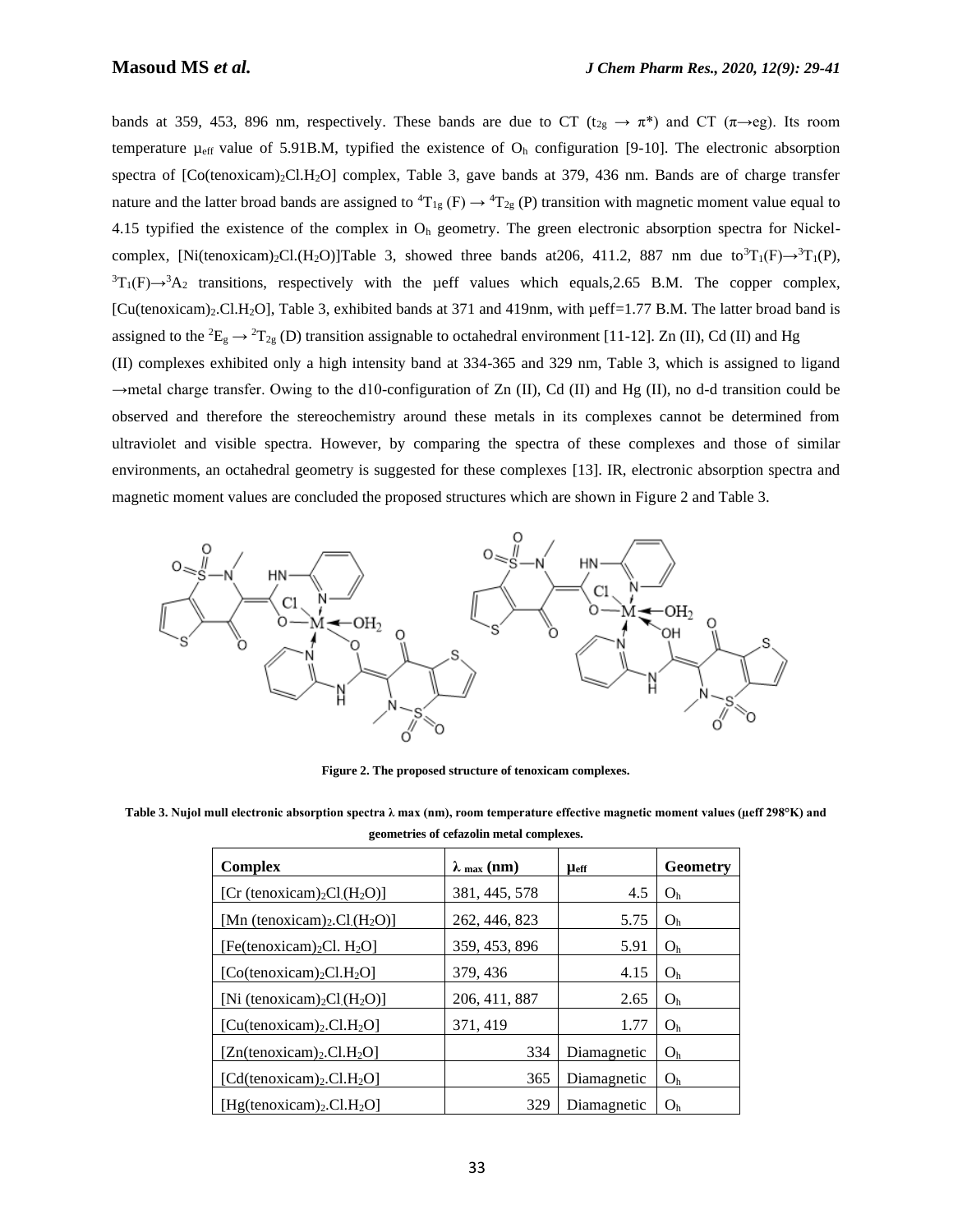bands at 359, 453, 896 nm, respectively. These bands are due to CT ($t_{2g} \rightarrow \pi^*$) and CT ($\pi \rightarrow eg$). Its room temperature $\mu_{eff}$ value of 5.91B.M, typified the existence of $O_h$ configuration [9-10]. The electronic absorption spectra of [Co(tenoxicam)$_2$Cl.H$_2$O] complex, Table 3, gave bands at 379, 436 nm. Bands are of charge transfer nature and the latter broad bands are assigned to $^4T_{1g}$ (F) → $^4T_{2g}$ (P) transition with magnetic moment value equal to 4.15 typified the existence of the complex in $O_h$ geometry. The green electronic absorption spectra for Nickel-complex, [Ni(tenoxicam)$_2$Cl.(H$_2$O)]Table 3, showed three bands at206, 411.2, 887 nm due to$^3T_1(F) \rightarrow ^3T_1(P)$, $^3T_1(F) \rightarrow ^3A_2$ transitions, respectively with the μeff values which equals,2.65 B.M. The copper complex, [Cu(tenoxicam)$_2$.Cl.H$_2$O], Table 3, exhibited bands at 371 and 419nm, with μeff=1.77 B.M. The latter broad band is assigned to the $^2E_g \rightarrow ^2T_{2g}$ (D) transition assignable to octahedral environment [11-12]. Zn (II), Cd (II) and Hg (II) complexes exhibited only a high intensity band at 334-365 and 329 nm, Table 3, which is assigned to ligand →metal charge transfer. Owing to the d10-configuration of Zn (II), Cd (II) and Hg (II), no d-d transition could be observed and therefore the stereochemistry around these metals in its complexes cannot be determined from ultraviolet and visible spectra. However, by comparing the spectra of these complexes and those of similar environments, an octahedral geometry is suggested for these complexes [13]. IR, electronic absorption spectra and magnetic moment values are concluded the proposed structures which are shown in Figure 2 and Table 3.

**Figure 2. The proposed structure of tenoxicam complexes.**

**Table 3. Nujol mull electronic absorption spectra λ max (nm), room temperature effective magnetic moment values (μeff 298°K) and geometries of cefazolin metal complexes.**

| Complex | $\lambda_{max}$ (nm) | $\mu_{eff}$ | Geometry |
|---|---|---|---|
| [Cr (tenoxicam)$_2$Cl.(H$_2$O)] | 381, 445, 578 | 4.5 | $O_h$ |
| [Mn (tenoxicam)$_2$.Cl.(H$_2$O)] | 262, 446, 823 | 5.75 | $O_h$ |
| [Fe(tenoxicam)$_2$Cl. H$_2$O] | 359, 453, 896 | 5.91 | $O_h$ |
| [Co(tenoxicam)$_2$Cl.H$_2$O] | 379, 436 | 4.15 | $O_h$ |
| [Ni (tenoxicam)$_2$Cl.(H$_2$O)] | 206, 411, 887 | 2.65 | $O_h$ |
| [Cu(tenoxicam)$_2$.Cl.H$_2$O] | 371, 419 | 1.77 | $O_h$ |
| [Zn(tenoxicam)$_2$.Cl.H$_2$O] | 334 | Diamagnetic | $O_h$ |
| [Cd(tenoxicam)$_2$.Cl.H$_2$O] | 365 | Diamagnetic | $O_h$ |
| [Hg(tenoxicam)$_2$.Cl.H$_2$O] | 329 | Diamagnetic | $O_h$ |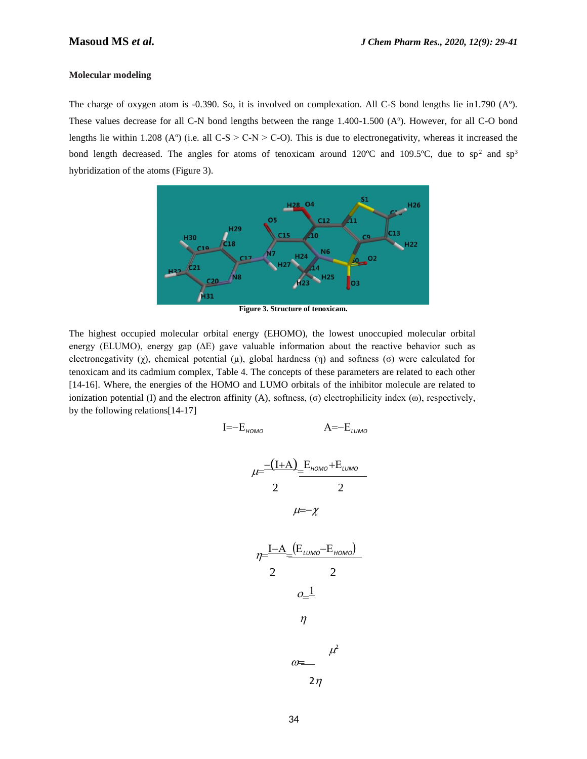**Molecular modeling**

The charge of oxygen atom is -0.390. So, it is involved on complexation. All C-S bond lengths lie in1.790 (Aº). These values decrease for all C-N bond lengths between the range 1.400-1.500 (Aº). However, for all C-O bond lengths lie within 1.208 (Aº) (i.e. all C-S > C-N > C-O). This is due to electronegativity, whereas it increased the bond length decreased. The angles for atoms of tenoxicam around 120ºC and 109.5ºC, due to $sp^2$ and $sp^3$ hybridization of the atoms (Figure 3).

**Figure 3. Structure of tenoxicam.**

The highest occupied molecular orbital energy (EHOMO), the lowest unoccupied molecular orbital energy (ELUMO), energy gap (ΔE) gave valuable information about the reactive behavior such as electronegativity (χ), chemical potential (μ), global hardness (η) and softness (σ) were calculated for tenoxicam and its cadmium complex, Table 4. The concepts of these parameters are related to each other [14-16]. Where, the energies of the HOMO and LUMO orbitals of the inhibitor molecule are related to ionization potential (I) and the electron affinity (A), softness, (σ) electrophilicity index (ω), respectively, by the following relations[14-17]

$$I=-E_{HOMO} \qquad A=-E_{LUMO}$$

$$\mu=\frac{-(I+A)}{2}=\frac{E_{HOMO}+E_{LUMO}}{2}$$

$$\mu=-\chi$$

$$\eta=\frac{I-A}{2}=\frac{(E_{LUMO}-E_{HOMO})}{2}$$

$$\sigma=\frac{1}{\eta}$$

$$\omega=\frac{\mu^2}{2\eta}$$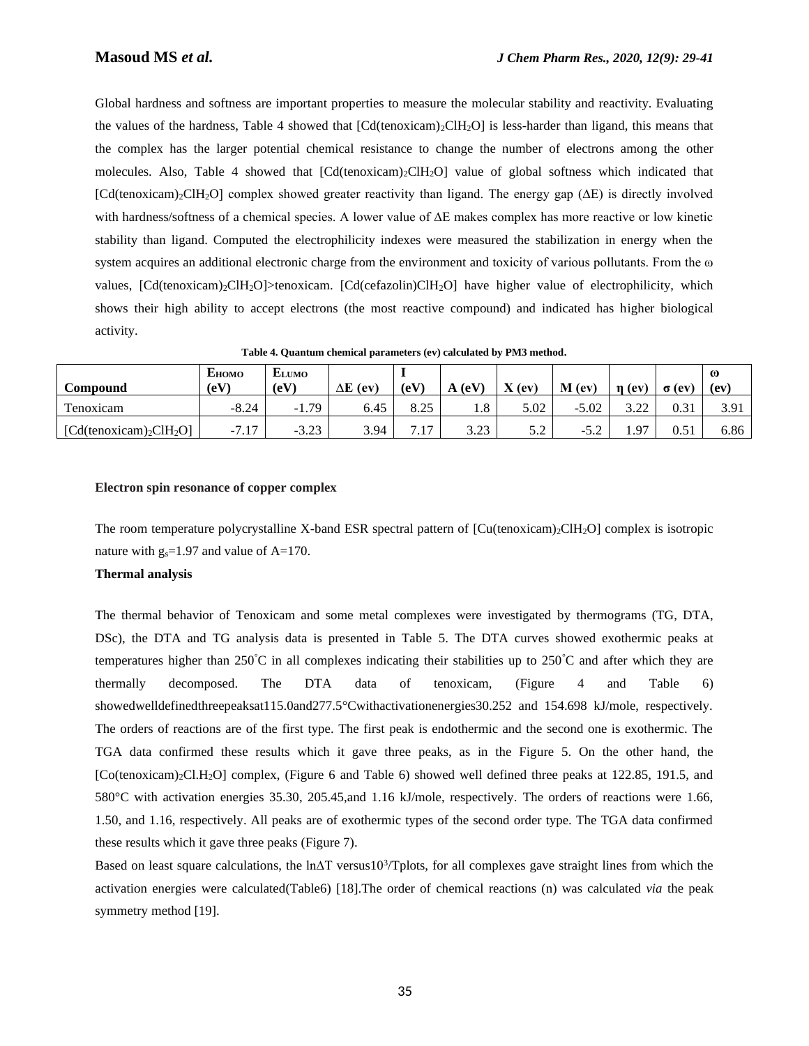Global hardness and softness are important properties to measure the molecular stability and reactivity. Evaluating the values of the hardness, Table 4 showed that [Cd(tenoxicam)$_2$ClH$_2$O] is less-harder than ligand, this means that the complex has the larger potential chemical resistance to change the number of electrons among the other molecules. Also, Table 4 showed that [Cd(tenoxicam)$_2$ClH$_2$O] value of global softness which indicated that [Cd(tenoxicam)$_2$ClH$_2$O] complex showed greater reactivity than ligand. The energy gap (ΔE) is directly involved with hardness/softness of a chemical species. A lower value of ΔE makes complex has more reactive or low kinetic stability than ligand. Computed the electrophilicity indexes were measured the stabilization in energy when the system acquires an additional electronic charge from the environment and toxicity of various pollutants. From the ω values, [Cd(tenoxicam)$_2$ClH$_2$O]>tenoxicam. [Cd(cefazolin)ClH$_2$O] have higher value of electrophilicity, which shows their high ability to accept electrons (the most reactive compound) and indicated has higher biological activity.

**Table 4. Quantum chemical parameters (ev) calculated by PM3 method.**

| Compound | $E_{HOMO}$ (eV) | $E_{LUMO}$ (eV) | ΔE (ev) | I (eV) | A (eV) | X (ev) | M (ev) | η (ev) | σ (ev) | ω (ev) |
|---|---|---|---|---|---|---|---|---|---|---|
| Tenoxicam | -8.24 | -1.79 | 6.45 | 8.25 | 1.8 | 5.02 | -5.02 | 3.22 | 0.31 | 3.91 |
| [Cd(tenoxicam)$_2$ClH$_2$O] | -7.17 | -3.23 | 3.94 | 7.17 | 3.23 | 5.2 | -5.2 | 1.97 | 0.51 | 6.86 |

**Electron spin resonance of copper complex**

The room temperature polycrystalline X-band ESR spectral pattern of [Cu(tenoxicam)$_2$ClH$_2$O] complex is isotropic nature with $g_s$=1.97 and value of A=170.

**Thermal analysis**

The thermal behavior of Tenoxicam and some metal complexes were investigated by thermograms (TG, DTA, DSc), the DTA and TG analysis data is presented in Table 5. The DTA curves showed exothermic peaks at temperatures higher than 250˚C in all complexes indicating their stabilities up to 250˚C and after which they are thermally decomposed. The DTA data of tenoxicam, (Figure 4 and Table 6) showedwelldefinedthreepeaksat115.0and277.5°Cwithactivationenergies30.252 and 154.698 kJ/mole, respectively. The orders of reactions are of the first type. The first peak is endothermic and the second one is exothermic. The TGA data confirmed these results which it gave three peaks, as in the Figure 5. On the other hand, the [Co(tenoxicam)$_2$Cl.H$_2$O] complex, (Figure 6 and Table 6) showed well defined three peaks at 122.85, 191.5, and 580°C with activation energies 35.30, 205.45,and 1.16 kJ/mole, respectively. The orders of reactions were 1.66, 1.50, and 1.16, respectively. All peaks are of exothermic types of the second order type. The TGA data confirmed these results which it gave three peaks (Figure 7).

Based on least square calculations, the lnΔT versus$10^3$/Tplots, for all complexes gave straight lines from which the activation energies were calculated(Table6) [18].The order of chemical reactions (n) was calculated *via* the peak symmetry method [19].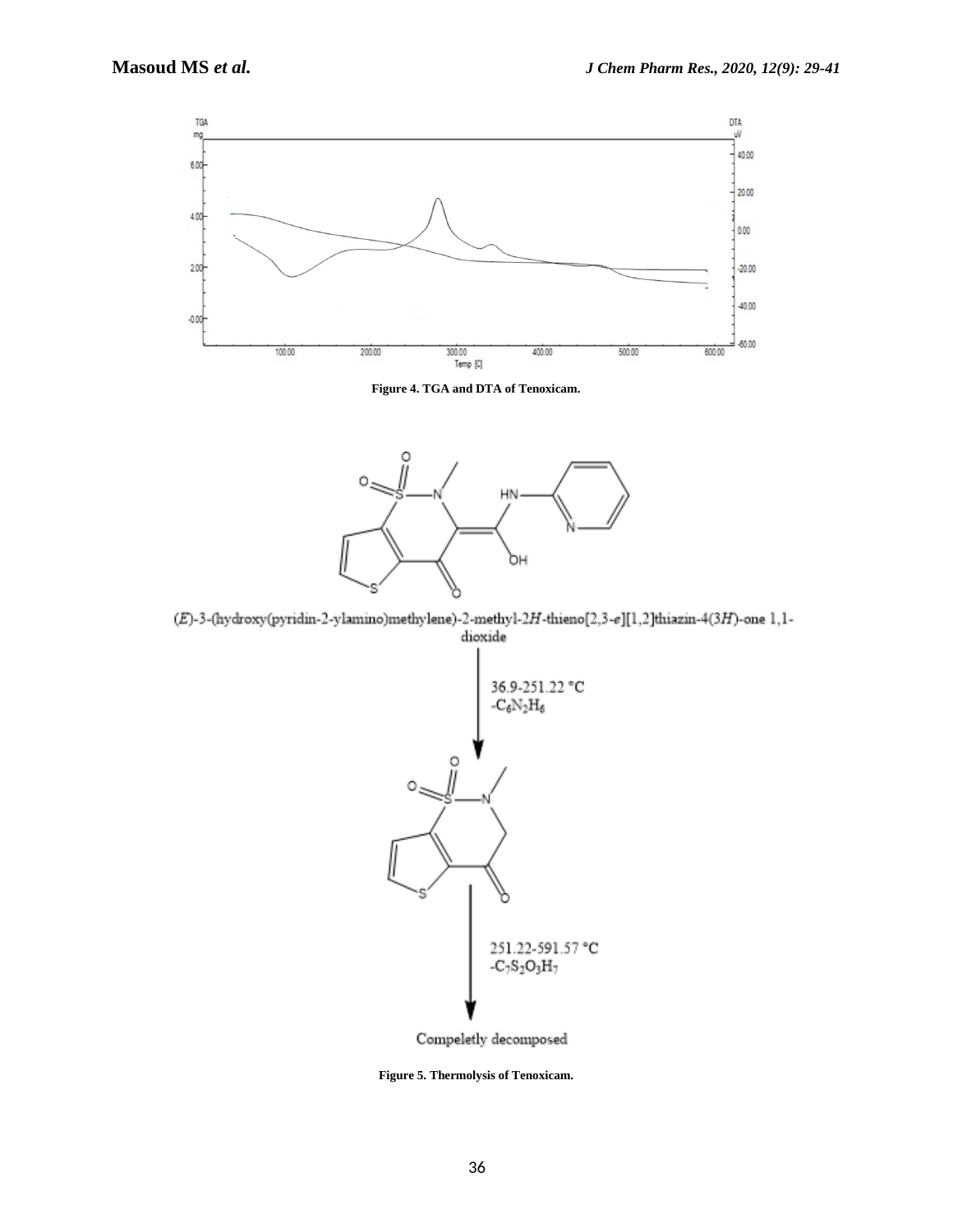**Figure 4. TGA and DTA of Tenoxicam.**

(*E*)-3-(hydroxy(pyridin-2-ylamino)methylene)-2-methyl-2*H*-thieno[2,3-*e*][1,2]thiazin-4(3*H*)-one 1,1-dioxide

36.9-251.22 °C
$-C_6N_2H_6$

251.22-591.57 °C
$-C_7S_2O_3H_7$

Compeletly decomposed

**Figure 5. Thermolysis of Tenoxicam.**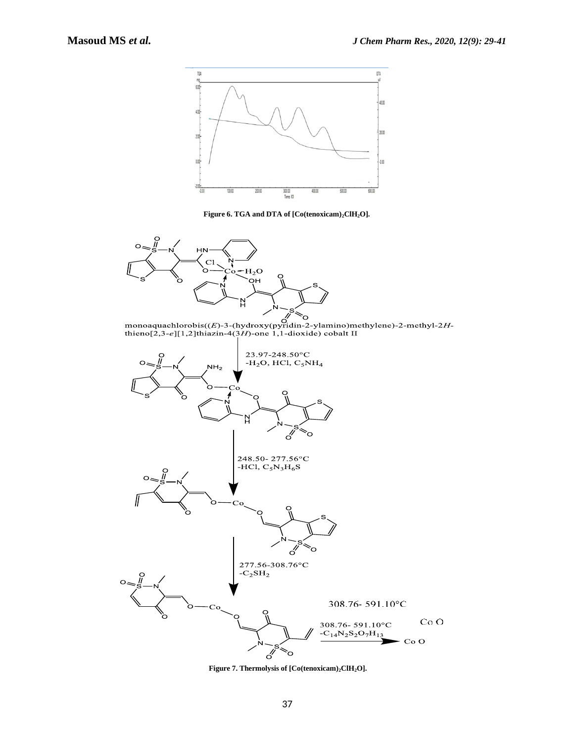**Figure 6. TGA and DTA of [Co(tenoxicam)$_2$ClH$_2$O].**

monoaquachlorobis((*E*)-3-(hydroxy(pyridin-2-ylamino)methylene)-2-methyl-2*H*-thieno[2,3-*e*][1,2]thiazin-4(3*H*)-one 1,1-dioxide) cobalt II

23.97-248.50°C
$-H_2O$, HCl, $C_5NH_4$

248.50- 277.56°C
-HCl, $C_5N_3H_6S$

277.56-308.76°C
$-C_2SH_2$

308.76- 591.10°C
$-C_{14}N_2S_2O_7H_{13}$

Co O

**Figure 7. Thermolysis of [Co(tenoxicam)$_2$ClH$_2$O].**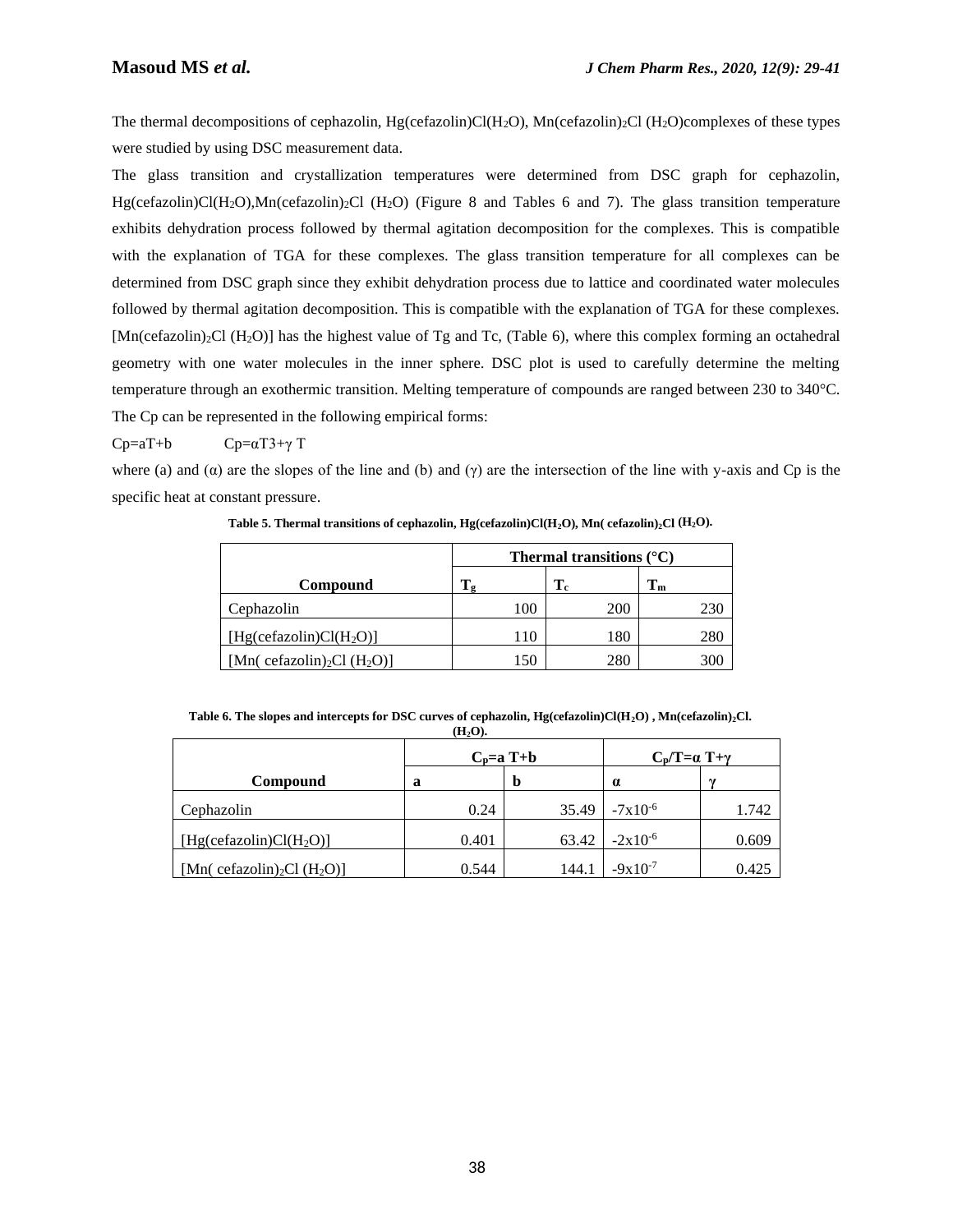The thermal decompositions of cephazolin, Hg(cefazolin)Cl($H_2O$), Mn(cefazolin)$_2$Cl ($H_2O$)complexes of these types were studied by using DSC measurement data.

The glass transition and crystallization temperatures were determined from DSC graph for cephazolin, Hg(cefazolin)Cl($H_2O$),Mn(cefazolin)$_2$Cl ($H_2O$) (Figure 8 and Tables 6 and 7). The glass transition temperature exhibits dehydration process followed by thermal agitation decomposition for the complexes. This is compatible with the explanation of TGA for these complexes. The glass transition temperature for all complexes can be determined from DSC graph since they exhibit dehydration process due to lattice and coordinated water molecules followed by thermal agitation decomposition. This is compatible with the explanation of TGA for these complexes. [Mn(cefazolin)$_2$Cl ($H_2O$)] has the highest value of Tg and Tc, (Table 6), where this complex forming an octahedral geometry with one water molecules in the inner sphere. DSC plot is used to carefully determine the melting temperature through an exothermic transition. Melting temperature of compounds are ranged between 230 to 340°C. The Cp can be represented in the following empirical forms:

Cp=aT+b Cp=αT3+γ T

where (a) and (α) are the slopes of the line and (b) and (γ) are the intersection of the line with y-axis and Cp is the specific heat at constant pressure.

**Table 5. Thermal transitions of cephazolin, Hg(cefazolin)Cl($H_2O$), Mn( cefazolin)$_2$Cl ($H_2O$).**

| Compound | Thermal transitions (°C) | | |
|---|---|---|---|
| | $T_g$ | $T_c$ | $T_m$ |
| Cephazolin | 100 | 200 | 230 |
| [Hg(cefazolin)Cl($H_2O$)] | 110 | 180 | 280 |
| [Mn( cefazolin)$_2$Cl ($H_2O$)] | 150 | 280 | 300 |

**Table 6. The slopes and intercepts for DSC curves of cephazolin, Hg(cefazolin)Cl($H_2O$) , Mn(cefazolin)$_2$Cl. ($H_2O$).**

| Compound | $C_p$=a T+b | | $C_p$/T=α T+γ | |
|---|---|---|---|---|
| | a | b | α | γ |
| Cephazolin | 0.24 | 35.49 | $-7x10^{-6}$ | 1.742 |
| [Hg(cefazolin)Cl($H_2O$)] | 0.401 | 63.42 | $-2x10^{-6}$ | 0.609 |
| [Mn( cefazolin)$_2$Cl ($H_2O$)] | 0.544 | 144.1 | $-9x10^{-7}$ | 0.425 |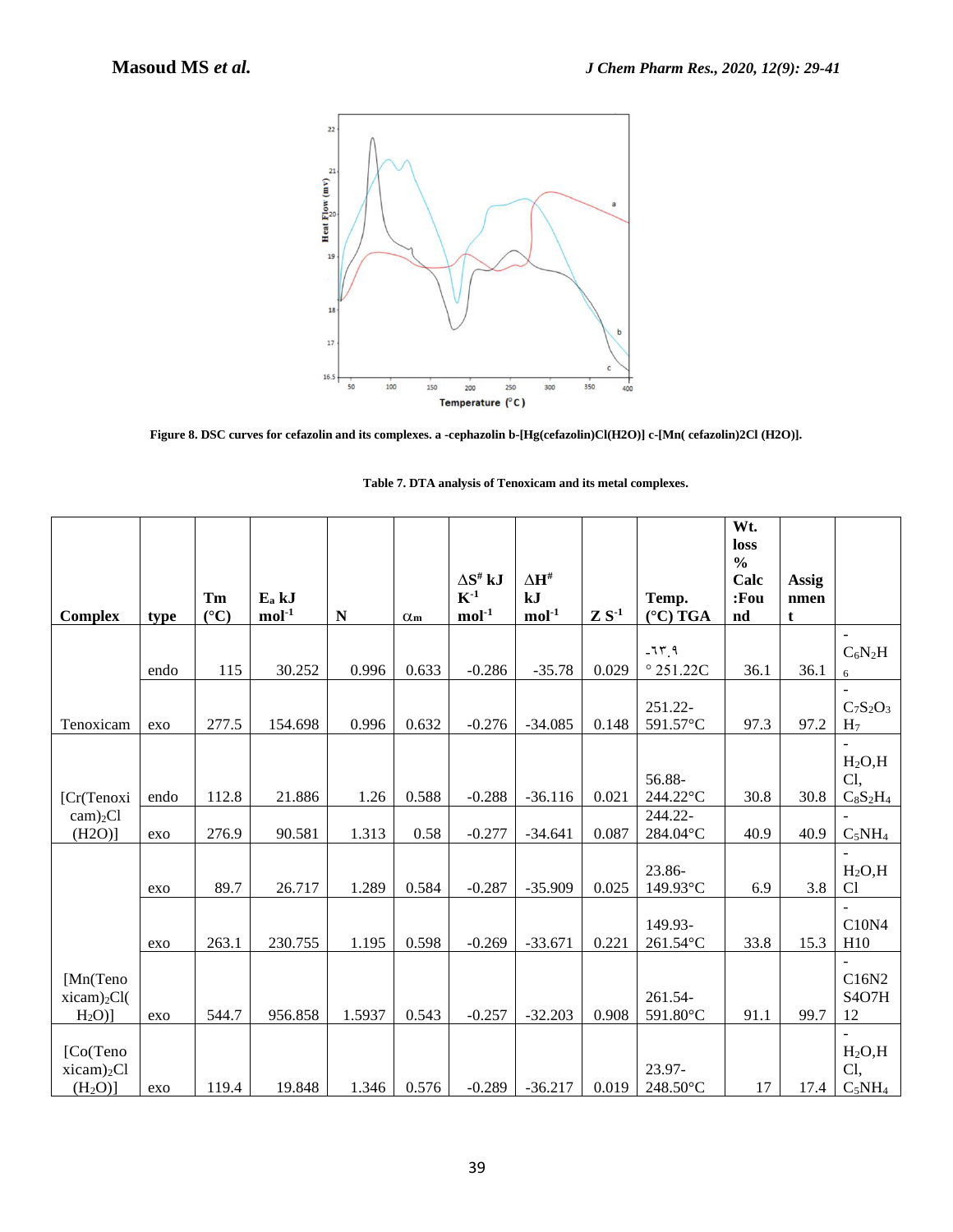Figure 8. DSC curves for cefazolin and its complexes. a -cephazolin b-[Hg(cefazolin)Cl(H2O)] c-[Mn( cefazolin)2Cl (H2O)].

**Table 7. DTA analysis of Tenoxicam and its metal complexes.**

| Complex | type | Tm (°C) | $E_a$ kJ $mol^{-1}$ | N | $\alpha_m$ | $\Delta S^{\#}$ kJ $K^{-1}$ $mol^{-1}$ | $\Delta H^{\#}$ kJ $mol^{-1}$ | Z $S^{-1}$ | Temp. (°C) TGA | Wt. loss % Calc :Found | Assignment | |
|---|---|---|---|---|---|---|---|---|---|---|---|---|
| Tenoxicam | endo | 115 | 30.252 | 0.996 | 0.633 | -0.286 | -35.78 | 0.029 | -٦٣.٩ ° 251.22C | 36.1 | 36.1 | - $C_6N_2H_6$ |
| | exo | 277.5 | 154.698 | 0.996 | 0.632 | -0.276 | -34.085 | 0.148 | 251.22-591.57°C | 97.3 | 97.2 | - $C_7S_2O_3H_7$ |
| [Cr(Tenoxicam)$_2$Cl (H2O)] | endo | 112.8 | 21.886 | 1.26 | 0.588 | -0.288 | -36.116 | 0.021 | 56.88-244.22°C | 30.8 | 30.8 | - $H_2O$,HCl, $C_8S_2H_4$ |
| | exo | 276.9 | 90.581 | 1.313 | 0.58 | -0.277 | -34.641 | 0.087 | 244.22-284.04°C | 40.9 | 40.9 | - $C_5NH_4$ |
| [Mn(Tenoxicam)$_2$Cl( $H_2O$)] | exo | 89.7 | 26.717 | 1.289 | 0.584 | -0.287 | -35.909 | 0.025 | 23.86-149.93°C | 6.9 | 3.8 | - $H_2O$,HCl |
| | exo | 263.1 | 230.755 | 1.195 | 0.598 | -0.269 | -33.671 | 0.221 | 149.93-261.54°C | 33.8 | 15.3 | - C10N4H10 |
| | exo | 544.7 | 956.858 | 1.5937 | 0.543 | -0.257 | -32.203 | 0.908 | 261.54-591.80°C | 91.1 | 99.7 | - C16N2S4O7H12 |
| [Co(Tenoxicam)$_2$Cl ($H_2O$)] | exo | 119.4 | 19.848 | 1.346 | 0.576 | -0.289 | -36.217 | 0.019 | 23.97-248.50°C | 17 | 17.4 | - $H_2O$,HCl, $C_5NH_4$ |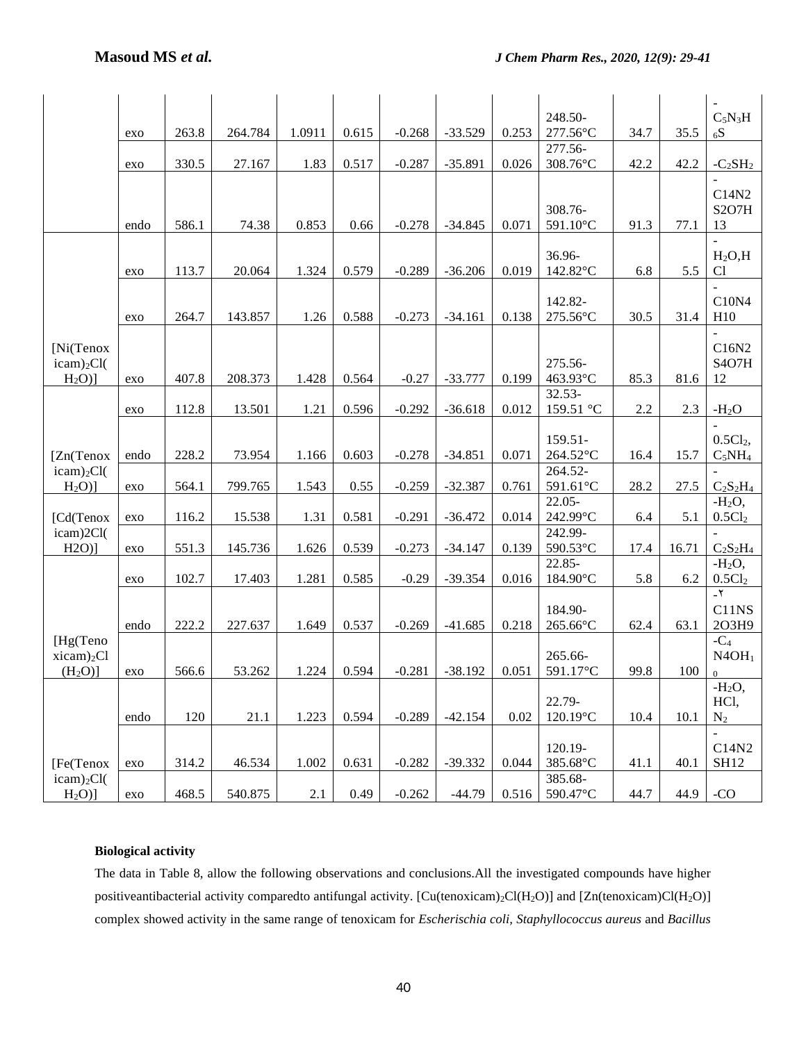| | exo | 263.8 | 264.784 | 1.0911 | 0.615 | -0.268 | -33.529 | 0.253 | 248.50-277.56°C | 34.7 | 35.5 | $-C_5N_3H_6S$ |
|---|---|---|---|---|---|---|---|---|---|---|---|---|
| | exo | 330.5 | 27.167 | 1.83 | 0.517 | -0.287 | -35.891 | 0.026 | 277.56-308.76°C | 42.2 | 42.2 | $-C_2SH_2$ |
| | endo | 586.1 | 74.38 | 0.853 | 0.66 | -0.278 | -34.845 | 0.071 | 308.76-591.10°C | 91.3 | 77.1 | -C14N2S2O7H13 |
| | exo | 113.7 | 20.064 | 1.324 | 0.579 | -0.289 | -36.206 | 0.019 | 36.96-142.82°C | 6.8 | 5.5 | $-H_2O$,HCl |
| | exo | 264.7 | 143.857 | 1.26 | 0.588 | -0.273 | -34.161 | 0.138 | 142.82-275.56°C | 30.5 | 31.4 | -C10N4H10 |
| [Ni(Tenoxicam)$_2$Cl($H_2O$)] | exo | 407.8 | 208.373 | 1.428 | 0.564 | -0.27 | -33.777 | 0.199 | 275.56-463.93°C | 85.3 | 81.6 | -C16N2S4O7H12 |
| | exo | 112.8 | 13.501 | 1.21 | 0.596 | -0.292 | -36.618 | 0.012 | 32.53-159.51 °C | 2.2 | 2.3 | $-H_2O$ |
| [Zn(Tenoxicam)$_2$Cl($H_2O$)] | endo | 228.2 | 73.954 | 1.166 | 0.603 | -0.278 | -34.851 | 0.071 | 159.51-264.52°C | 16.4 | 15.7 | $-0.5Cl_2$, $C_5NH_4$ |
| | exo | 564.1 | 799.765 | 1.543 | 0.55 | -0.259 | -32.387 | 0.761 | 264.52-591.61°C | 28.2 | 27.5 | $-C_2S_2H_4$ |
| [Cd(Tenoxicam)2Cl(H2O)] | exo | 116.2 | 15.538 | 1.31 | 0.581 | -0.291 | -36.472 | 0.014 | 22.05-242.99°C | 6.4 | 5.1 | $-H_2O$, $0.5Cl_2$ |
| | exo | 551.3 | 145.736 | 1.626 | 0.539 | -0.273 | -34.147 | 0.139 | 242.99-590.53°C | 17.4 | 16.71 | $-C_2S_2H_4$ |
| | exo | 102.7 | 17.403 | 1.281 | 0.585 | -0.29 | -39.354 | 0.016 | 22.85-184.90°C | 5.8 | 6.2 | $-H_2O$, $0.5Cl_2$ |
| | endo | 222.2 | 227.637 | 1.649 | 0.537 | -0.269 | -41.685 | 0.218 | 184.90-265.66°C | 62.4 | 63.1 | -٢C11NS2O3H9 |
| [Hg(Tenoxicam)$_2$Cl($H_2O$)] | exo | 566.6 | 53.262 | 1.224 | 0.594 | -0.281 | -38.192 | 0.051 | 265.66-591.17°C | 99.8 | 100 | $-C_4N4OH_{10}$ |
| | endo | 120 | 21.1 | 1.223 | 0.594 | -0.289 | -42.154 | 0.02 | 22.79-120.19°C | 10.4 | 10.1 | $-H_2O$, HCl, $N_2$ |
| [Fe(Tenoxicam)$_2$Cl($H_2O$)] | exo | 314.2 | 46.534 | 1.002 | 0.631 | -0.282 | -39.332 | 0.044 | 120.19-385.68°C | 41.1 | 40.1 | -C14N2SH12 |
| | exo | 468.5 | 540.875 | 2.1 | 0.49 | -0.262 | -44.79 | 0.516 | 385.68-590.47°C | 44.7 | 44.9 | -CO |

**Biological activity**

The data in Table 8, allow the following observations and conclusions.All the investigated compounds have higher positiveantibacterial activity comparedto antifungal activity. [Cu(tenoxicam)$_2$Cl($H_2O$)] and [Zn(tenoxicam)Cl($H_2O$)] complex showed activity in the same range of tenoxicam for *Escherischia coli*, *Staphyllococcus aureus* and *Bacillus*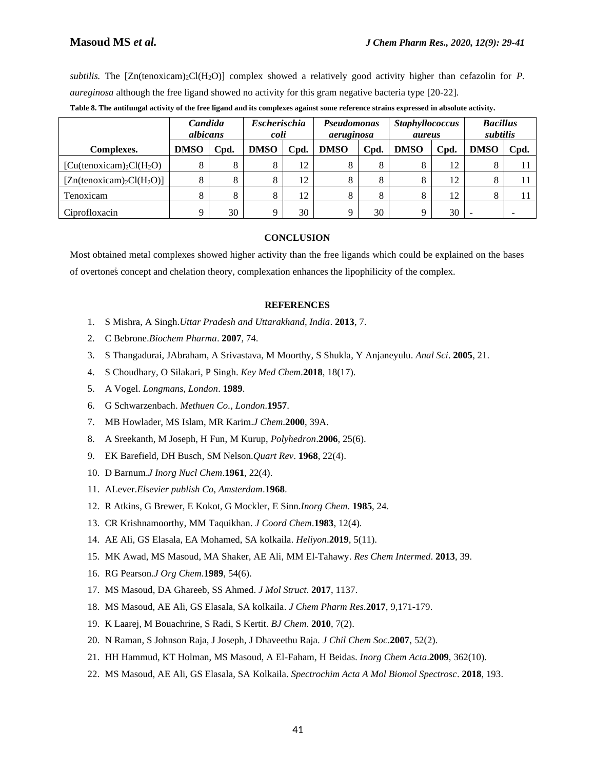*subtilis.* The [Zn(tenoxicam)$_2$Cl(H$_2$O)] complex showed a relatively good activity higher than cefazolin for *P. aureginosa* although the free ligand showed no activity for this gram negative bacteria type [20-22].

**Table 8. The antifungal activity of the free ligand and its complexes against some reference strains expressed in absolute activity.**

| | ***Candida albicans*** | | ***Escherischia coli*** | | ***Pseudomonas aeruginosa*** | | ***Staphyllococcus aureus*** | | ***Bacillus subtilis*** | |
|---|---|---|---|---|---|---|---|---|---|---|
| **Complexes.** | **DMSO** | **Cpd.** | **DMSO** | **Cpd.** | **DMSO** | **Cpd.** | **DMSO** | **Cpd.** | **DMSO** | **Cpd.** |
| [Cu(tenoxicam)$_2$Cl(H$_2$O) | 8 | 8 | 8 | 12 | 8 | 8 | 8 | 12 | 8 | 11 |
| [Zn(tenoxicam)$_2$Cl(H$_2$O)] | 8 | 8 | 8 | 12 | 8 | 8 | 8 | 12 | 8 | 11 |
| Tenoxicam | 8 | 8 | 8 | 12 | 8 | 8 | 8 | 12 | 8 | 11 |
| Ciprofloxacin | 9 | 30 | 9 | 30 | 9 | 30 | 9 | 30 | - | - |

## CONCLUSION

Most obtained metal complexes showed higher activity than the free ligands which could be explained on the bases of overtones̓ concept and chelation theory, complexation enhances the lipophilicity of the complex.

## REFERENCES

1. S Mishra, A Singh.*Uttar Pradesh and Uttarakhand, India*. **2013**, 7.
2. C Bebrone.*Biochem Pharma*. **2007**, 74.
3. S Thangadurai, JAbraham, A Srivastava, M Moorthy, S Shukla, Y Anjaneyulu. *Anal Sci*. **2005**, 21.
4. S Choudhary, O Silakari, P Singh. *Key Med Chem*.**2018**, 18(17).
5. A Vogel. *Longmans, London*. **1989**.
6. G Schwarzenbach. *Methuen Co., London*.**1957**.
7. MB Howlader, MS Islam, MR Karim.*J Chem*.**2000**, 39A.
8. A Sreekanth, M Joseph, H Fun, M Kurup, *Polyhedron*.**2006**, 25(6).
9. EK Barefield, DH Busch, SM Nelson.*Quart Rev*. **1968**, 22(4).
10. D Barnum.*J Inorg Nucl Chem*.**1961**, 22(4).
11. ALever.*Elsevier publish Co, Amsterdam*.**1968**.
12. R Atkins, G Brewer, E Kokot, G Mockler, E Sinn.*Inorg Chem*. **1985**, 24.
13. CR Krishnamoorthy, MM Taquikhan. *J Coord Chem*.**1983**, 12(4).
14. AE Ali, GS Elasala, EA Mohamed, SA kolkaila. *Heliyon*.**2019**, 5(11).
15. MK Awad, MS Masoud, MA Shaker, AE Ali, MM El-Tahawy. *Res Chem Intermed*. **2013**, 39.
16. RG Pearson.*J Org Chem*.**1989**, 54(6).
17. MS Masoud, DA Ghareeb, SS Ahmed. *J Mol Struct*. **2017**, 1137.
18. MS Masoud, AE Ali, GS Elasala, SA kolkaila. *J Chem Pharm Res*.**2017**, 9,171-179.
19. K Laarej, M Bouachrine, S Radi, S Kertit. *BJ Chem*. **2010**, 7(2).
20. N Raman, S Johnson Raja, J Joseph, J Dhaveethu Raja. *J Chil Chem Soc*.**2007**, 52(2).
21. HH Hammud, KT Holman, MS Masoud, A El-Faham, H Beidas. *Inorg Chem Acta*.**2009**, 362(10).
22. MS Masoud, AE Ali, GS Elasala, SA Kolkaila. *Spectrochim Acta A Mol Biomol Spectrosc*. **2018**, 193.